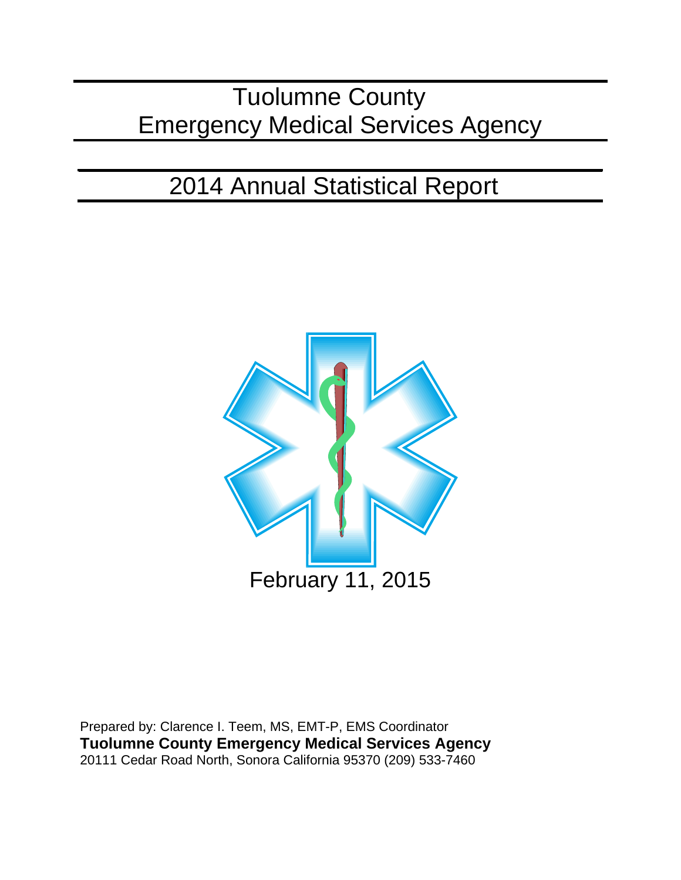# Tuolumne County Emergency Medical Services Agency

## 2014 Annual Statistical Report

February 11, 2015

Prepared by: Clarence I. Teem, MS, EMT-P, EMS Coordinator
**Tuolumne County Emergency Medical Services Agency**
20111 Cedar Road North, Sonora California 95370 (209) 533-7460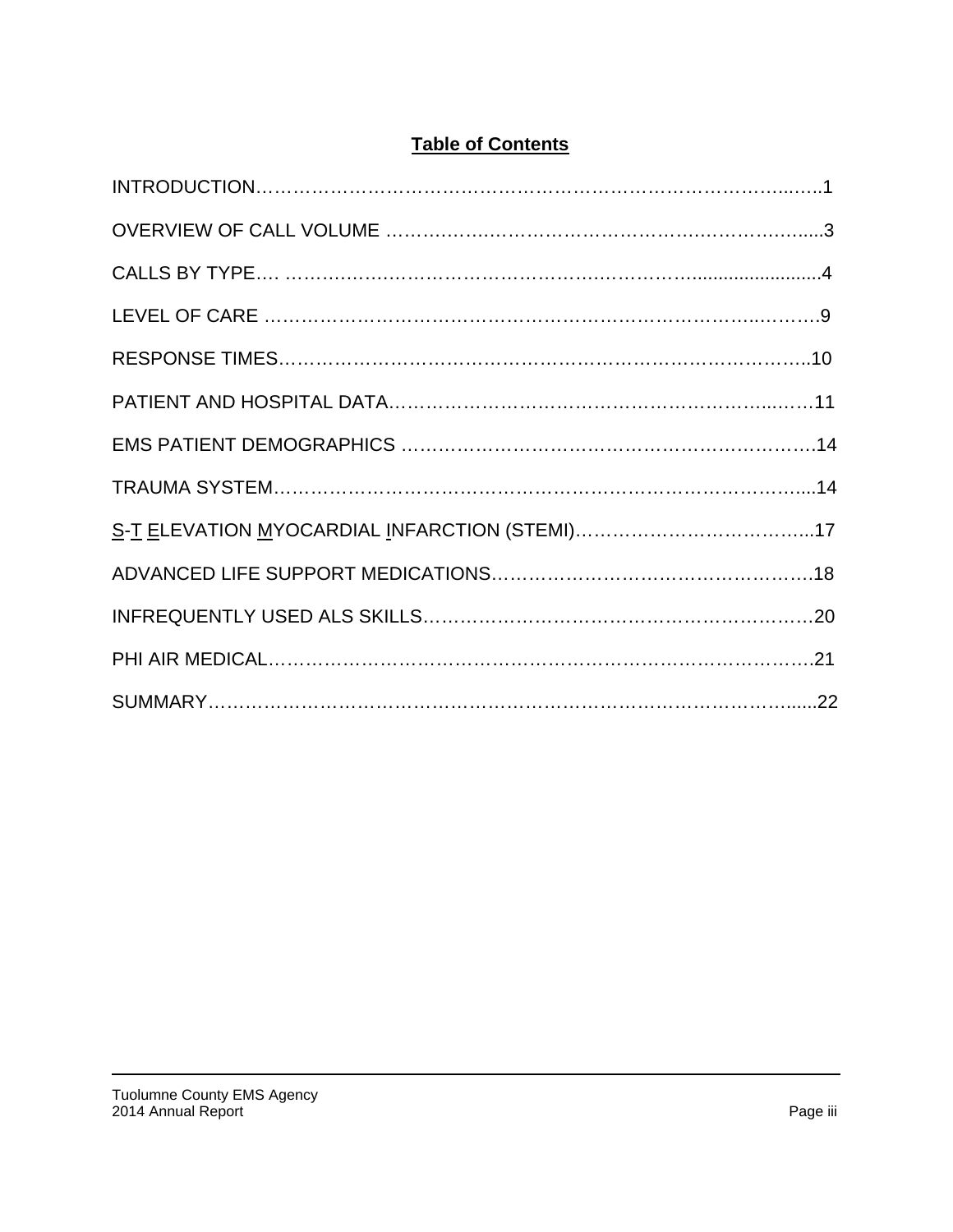# Table of Contents

INTRODUCTION……………………………………………………………………………..…..1

OVERVIEW OF CALL VOLUME …………………………………………………………….....3

CALLS BY TYPE…. ……………………………………………………………........................4

LEVEL OF CARE …………………………………………………………………………..……..9

RESPONSE TIMES……………………………………………………………………………...10

PATIENT AND HOSPITAL DATA…………………………………………………………...….11

EMS PATIENT DEMOGRAPHICS ……………………………………………………………….14

TRAUMA SYSTEM……………………………………………………………………………......14

S-T ELEVATION MYOCARDIAL INFARCTION (STEMI)………………………………...17

ADVANCED LIFE SUPPORT MEDICATIONS…………………………………………….18

INFREQUENTLY USED ALS SKILLS…………………………………………………….20

PHI AIR MEDICAL……………………………………………………………………………….21

SUMMARY…………………………………………………………………………………….......22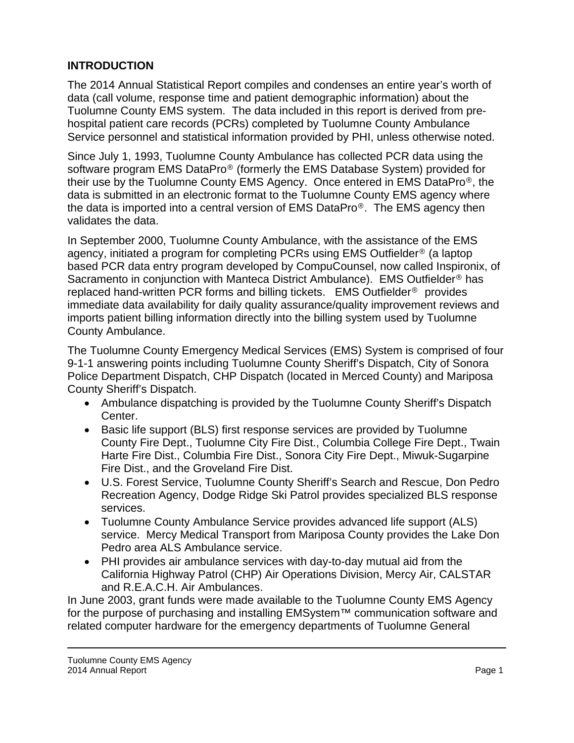## INTRODUCTION

The 2014 Annual Statistical Report compiles and condenses an entire year's worth of data (call volume, response time and patient demographic information) about the Tuolumne County EMS system. The data included in this report is derived from pre-hospital patient care records (PCRs) completed by Tuolumne County Ambulance Service personnel and statistical information provided by PHI, unless otherwise noted.

Since July 1, 1993, Tuolumne County Ambulance has collected PCR data using the software program EMS DataPro® (formerly the EMS Database System) provided for their use by the Tuolumne County EMS Agency. Once entered in EMS DataPro®, the data is submitted in an electronic format to the Tuolumne County EMS agency where the data is imported into a central version of EMS DataPro®. The EMS agency then validates the data.

In September 2000, Tuolumne County Ambulance, with the assistance of the EMS agency, initiated a program for completing PCRs using EMS Outfielder® (a laptop based PCR data entry program developed by CompuCounsel, now called Inspironix, of Sacramento in conjunction with Manteca District Ambulance). EMS Outfielder® has replaced hand-written PCR forms and billing tickets. EMS Outfielder® provides immediate data availability for daily quality assurance/quality improvement reviews and imports patient billing information directly into the billing system used by Tuolumne County Ambulance.

The Tuolumne County Emergency Medical Services (EMS) System is comprised of four 9-1-1 answering points including Tuolumne County Sheriff's Dispatch, City of Sonora Police Department Dispatch, CHP Dispatch (located in Merced County) and Mariposa County Sheriff's Dispatch.

- Ambulance dispatching is provided by the Tuolumne County Sheriff's Dispatch Center.
- Basic life support (BLS) first response services are provided by Tuolumne County Fire Dept., Tuolumne City Fire Dist., Columbia College Fire Dept., Twain Harte Fire Dist., Columbia Fire Dist., Sonora City Fire Dept., Miwuk-Sugarpine Fire Dist., and the Groveland Fire Dist.
- U.S. Forest Service, Tuolumne County Sheriff's Search and Rescue, Don Pedro Recreation Agency, Dodge Ridge Ski Patrol provides specialized BLS response services.
- Tuolumne County Ambulance Service provides advanced life support (ALS) service. Mercy Medical Transport from Mariposa County provides the Lake Don Pedro area ALS Ambulance service.
- PHI provides air ambulance services with day-to-day mutual aid from the California Highway Patrol (CHP) Air Operations Division, Mercy Air, CALSTAR and R.E.A.C.H. Air Ambulances.

In June 2003, grant funds were made available to the Tuolumne County EMS Agency for the purpose of purchasing and installing EMSystem™ communication software and related computer hardware for the emergency departments of Tuolumne General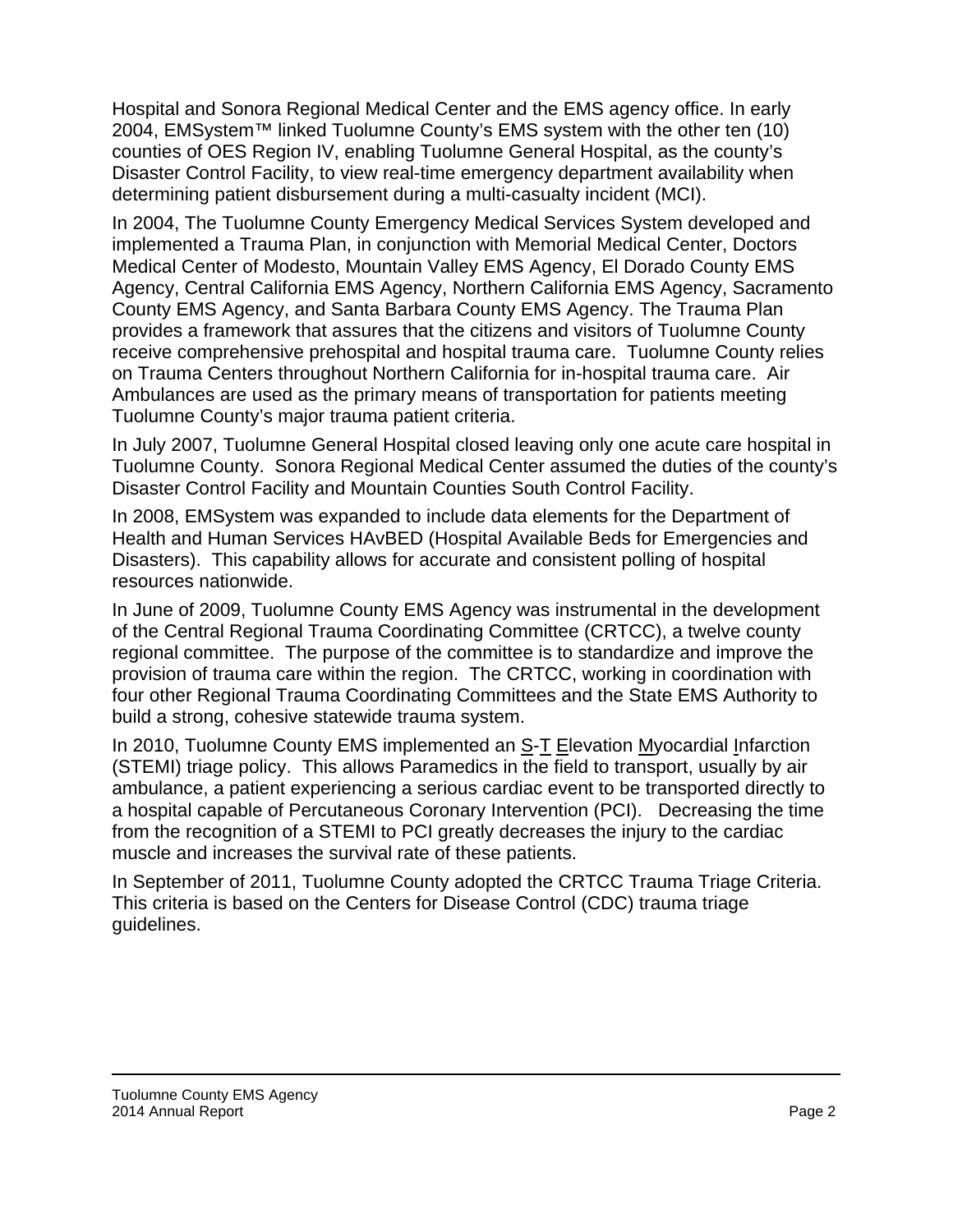Hospital and Sonora Regional Medical Center and the EMS agency office. In early 2004, EMSystem™ linked Tuolumne County's EMS system with the other ten (10) counties of OES Region IV, enabling Tuolumne General Hospital, as the county's Disaster Control Facility, to view real-time emergency department availability when determining patient disbursement during a multi-casualty incident (MCI).

In 2004, The Tuolumne County Emergency Medical Services System developed and implemented a Trauma Plan, in conjunction with Memorial Medical Center, Doctors Medical Center of Modesto, Mountain Valley EMS Agency, El Dorado County EMS Agency, Central California EMS Agency, Northern California EMS Agency, Sacramento County EMS Agency, and Santa Barbara County EMS Agency. The Trauma Plan provides a framework that assures that the citizens and visitors of Tuolumne County receive comprehensive prehospital and hospital trauma care. Tuolumne County relies on Trauma Centers throughout Northern California for in-hospital trauma care. Air Ambulances are used as the primary means of transportation for patients meeting Tuolumne County's major trauma patient criteria.

In July 2007, Tuolumne General Hospital closed leaving only one acute care hospital in Tuolumne County. Sonora Regional Medical Center assumed the duties of the county's Disaster Control Facility and Mountain Counties South Control Facility.

In 2008, EMSystem was expanded to include data elements for the Department of Health and Human Services HAvBED (Hospital Available Beds for Emergencies and Disasters). This capability allows for accurate and consistent polling of hospital resources nationwide.

In June of 2009, Tuolumne County EMS Agency was instrumental in the development of the Central Regional Trauma Coordinating Committee (CRTCC), a twelve county regional committee. The purpose of the committee is to standardize and improve the provision of trauma care within the region. The CRTCC, working in coordination with four other Regional Trauma Coordinating Committees and the State EMS Authority to build a strong, cohesive statewide trauma system.

In 2010, Tuolumne County EMS implemented an S-T Elevation Myocardial Infarction (STEMI) triage policy. This allows Paramedics in the field to transport, usually by air ambulance, a patient experiencing a serious cardiac event to be transported directly to a hospital capable of Percutaneous Coronary Intervention (PCI). Decreasing the time from the recognition of a STEMI to PCI greatly decreases the injury to the cardiac muscle and increases the survival rate of these patients.

In September of 2011, Tuolumne County adopted the CRTCC Trauma Triage Criteria. This criteria is based on the Centers for Disease Control (CDC) trauma triage guidelines.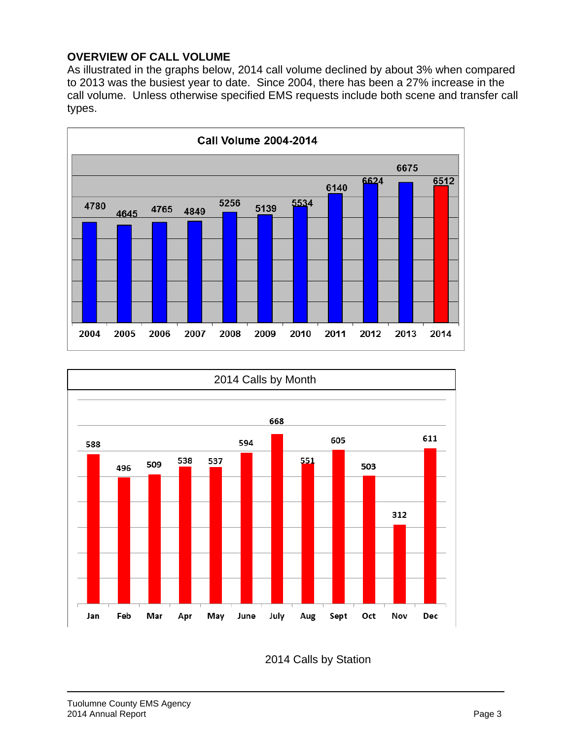## OVERVIEW OF CALL VOLUME

As illustrated in the graphs below, 2014 call volume declined by about 3% when compared to 2013 was the busiest year to date. Since 2004, there has been a 27% increase in the call volume. Unless otherwise specified EMS requests include both scene and transfer call types.

**Call Volume 2004-2014**

| Year | Calls |
|---|---|
| 2004 | 4780 |
| 2005 | 4645 |
| 2006 | 4765 |
| 2007 | 4849 |
| 2008 | 5256 |
| 2009 | 5139 |
| 2010 | 5534 |
| 2011 | 6140 |
| 2012 | 6624 |
| 2013 | 6675 |
| 2014 | 6512 |

**2014 Calls by Month**

| Month | Calls |
|---|---|
| Jan | 588 |
| Feb | 496 |
| Mar | 509 |
| Apr | 538 |
| May | 537 |
| June | 594 |
| July | 668 |
| Aug | 551 |
| Sept | 605 |
| Oct | 503 |
| Nov | 312 |
| Dec | 611 |

2014 Calls by Station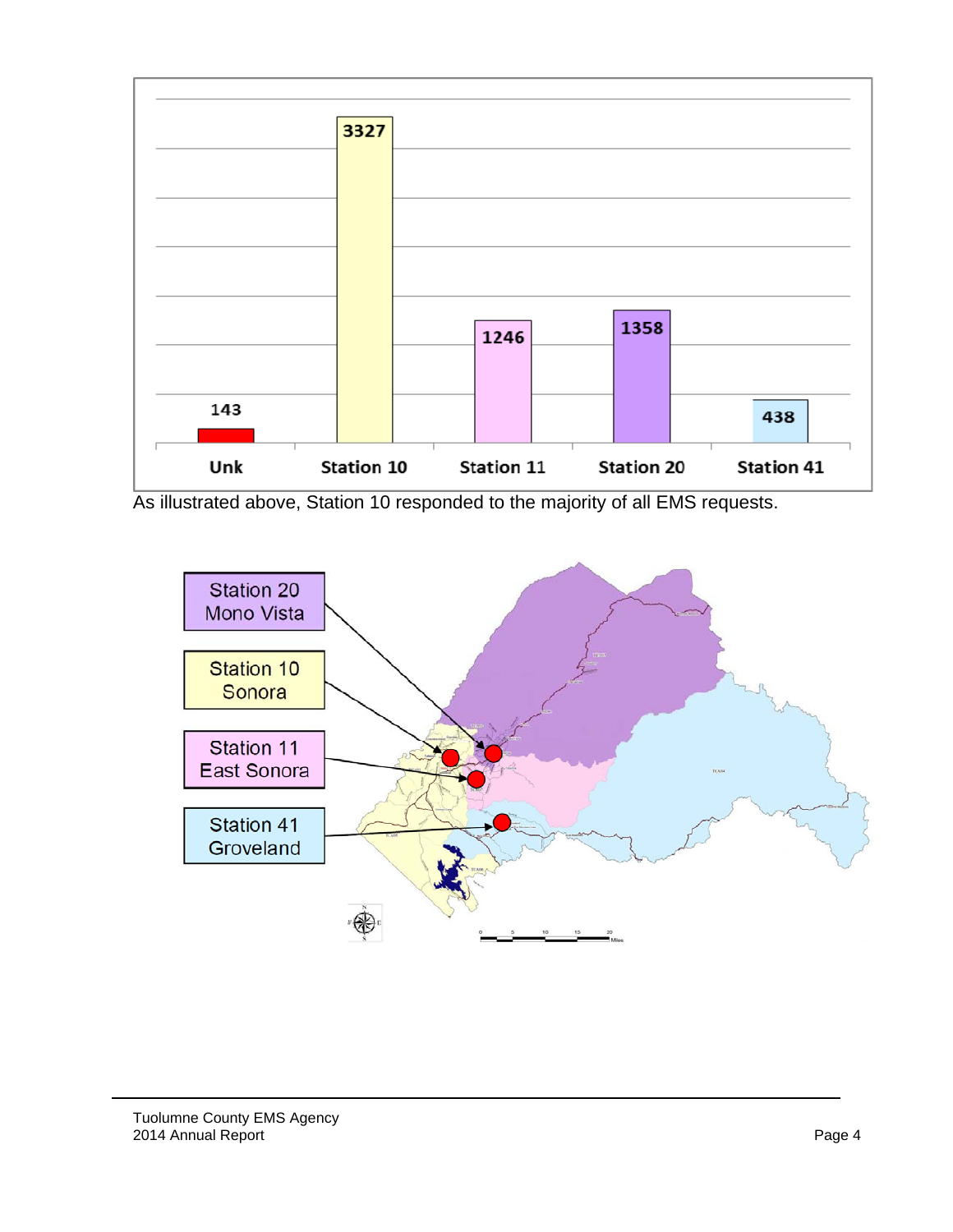| Unk | Station 10 | Station 11 | Station 20 | Station 41 |
|---|---|---|---|---|
| 143 | 3327 | 1246 | 1358 | 438 |

As illustrated above, Station 10 responded to the majority of all EMS requests.

Station 20 Mono Vista

Station 10 Sonora

Station 11 East Sonora

Station 41 Groveland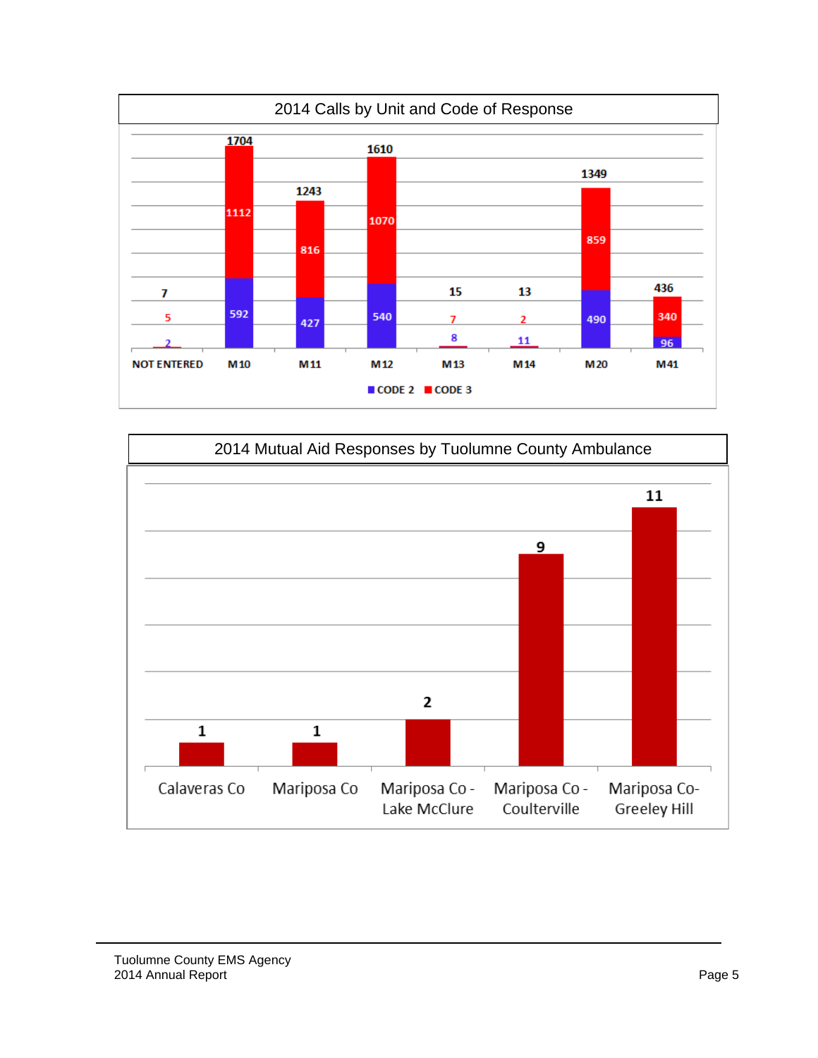## 2014 Calls by Unit and Code of Response

| Unit | CODE 2 | CODE 3 | Total |
|---|---|---|---|
| NOT ENTERED | 2 | 5 | 7 |
| M10 | 592 | 1112 | 1704 |
| M11 | 427 | 816 | 1243 |
| M12 | 540 | 1070 | 1610 |
| M13 | 8 | 7 | 15 |
| M14 | 11 | 2 | 13 |
| M20 | 490 | 859 | 1349 |
| M41 | 96 | 340 | 436 |

## 2014 Mutual Aid Responses by Tuolumne County Ambulance

| Location | Responses |
|---|---|
| Calaveras Co | 1 |
| Mariposa Co | 1 |
| Mariposa Co - Lake McClure | 2 |
| Mariposa Co - Coulterville | 9 |
| Mariposa Co- Greeley Hill | 11 |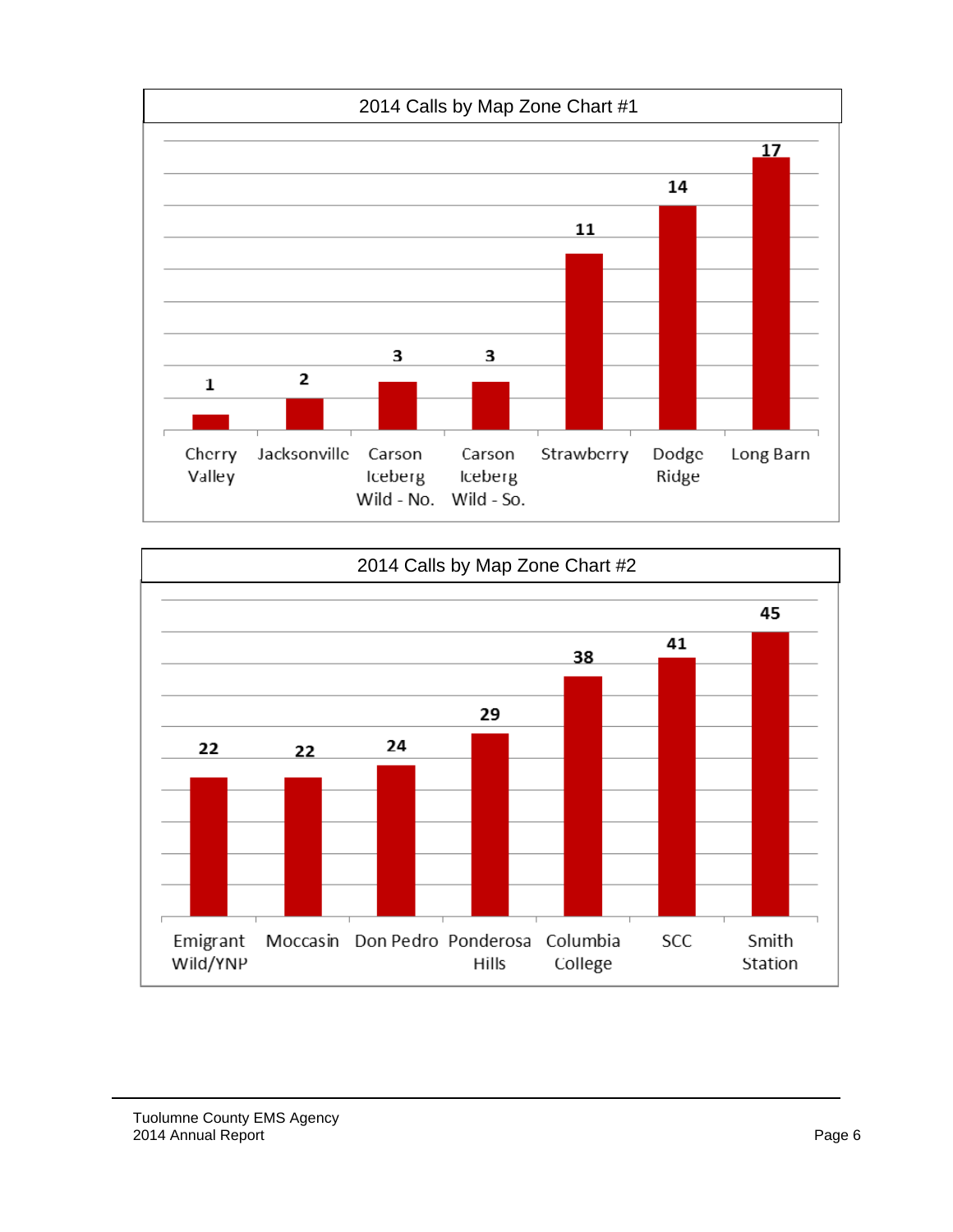## 2014 Calls by Map Zone Chart #1

| Map Zone | Calls |
|---|---|
| Cherry Valley | 1 |
| Jacksonville | 2 |
| Carson Iceberg Wild - No. | 3 |
| Carson Iceberg Wild - So. | 3 |
| Strawberry | 11 |
| Dodge Ridge | 14 |
| Long Barn | 17 |

## 2014 Calls by Map Zone Chart #2

| Map Zone | Calls |
|---|---|
| Emigrant Wild/YNP | 22 |
| Moccasin | 22 |
| Don Pedro | 24 |
| Ponderosa Hills | 29 |
| Columbia College | 38 |
| SCC | 41 |
| Smith Station | 45 |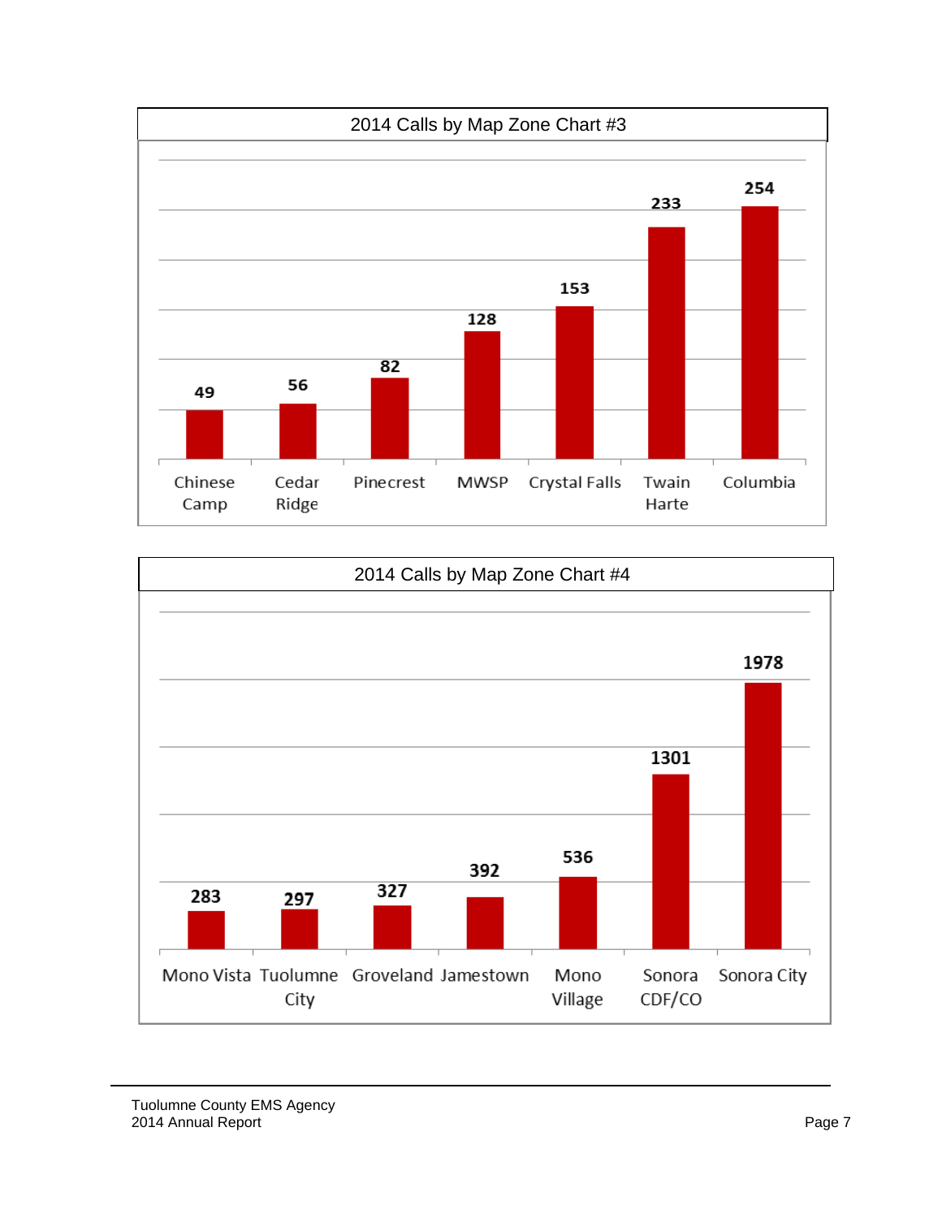## 2014 Calls by Map Zone Chart #3

| Map Zone | Calls |
|---|---|
| Chinese Camp | 49 |
| Cedar Ridge | 56 |
| Pinecrest | 82 |
| MWSP | 128 |
| Crystal Falls | 153 |
| Twain Harte | 233 |
| Columbia | 254 |

## 2014 Calls by Map Zone Chart #4

| Map Zone | Calls |
|---|---|
| Mono Vista | 283 |
| Tuolumne City | 297 |
| Groveland | 327 |
| Jamestown | 392 |
| Mono Village | 536 |
| Sonora CDF/CO | 1301 |
| Sonora City | 1978 |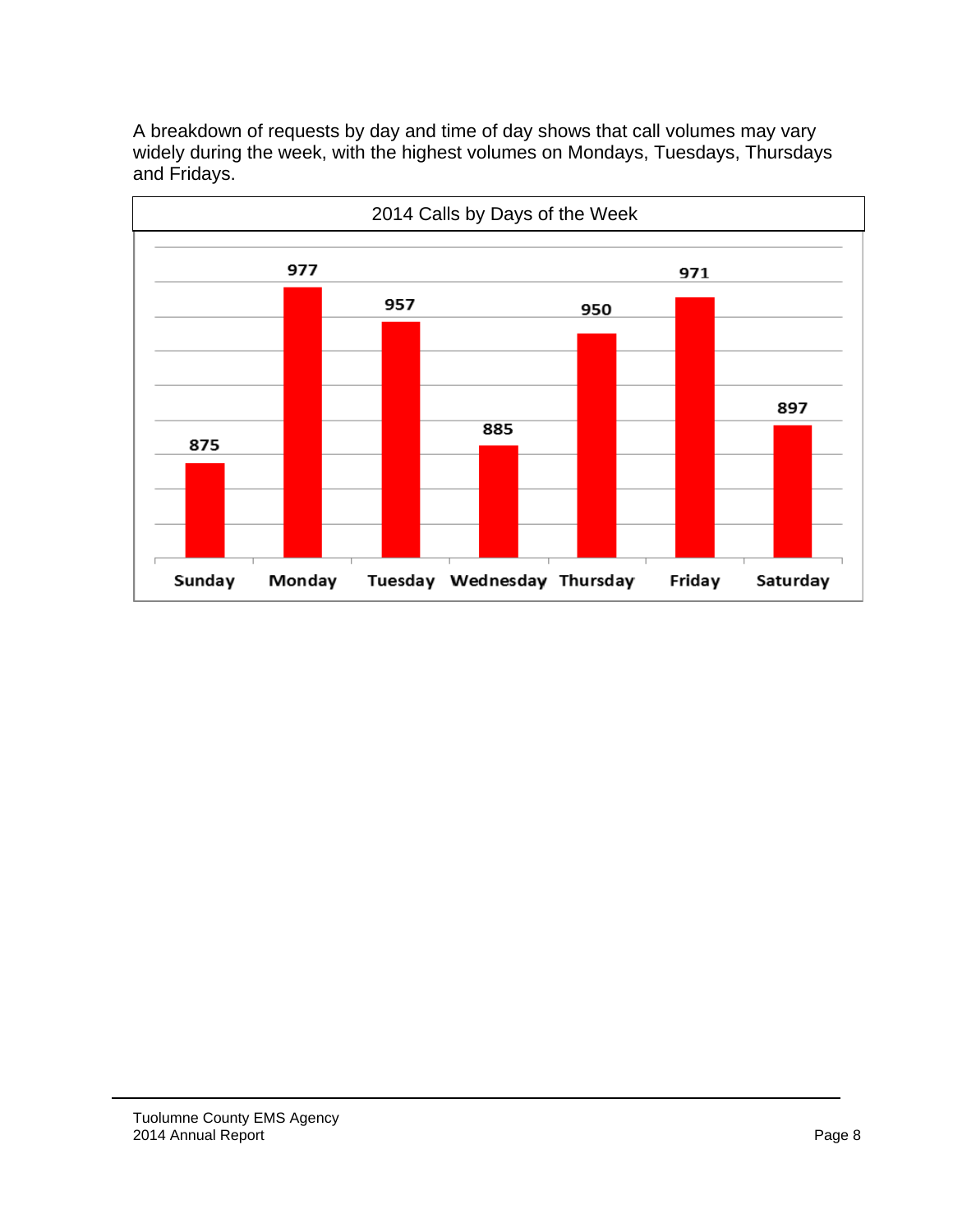A breakdown of requests by day and time of day shows that call volumes may vary widely during the week, with the highest volumes on Mondays, Tuesdays, Thursdays and Fridays.

**2014 Calls by Days of the Week**

| Day | Calls |
| --- | --- |
| Sunday | 875 |
| Monday | 977 |
| Tuesday | 957 |
| Wednesday | 885 |
| Thursday | 950 |
| Friday | 971 |
| Saturday | 897 |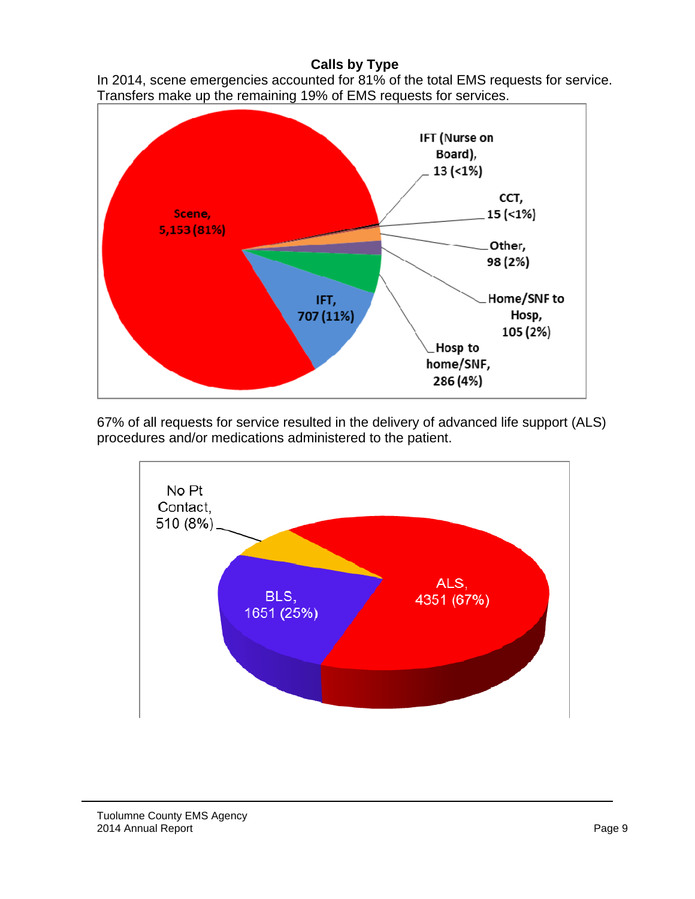## Calls by Type

In 2014, scene emergencies accounted for 81% of the total EMS requests for service. Transfers make up the remaining 19% of EMS requests for services.

Scene, 5,153 (81%)

IFT, 707 (11%)

Hosp to home/SNF, 286 (4%)

Home/SNF to Hosp, 105 (2%)

Other, 98 (2%)

CCT, 15 (<1%)

IFT (Nurse on Board), 13 (<1%)

67% of all requests for service resulted in the delivery of advanced life support (ALS) procedures and/or medications administered to the patient.

ALS, 4351 (67%)

BLS, 1651 (25%)

No Pt Contact, 510 (8%)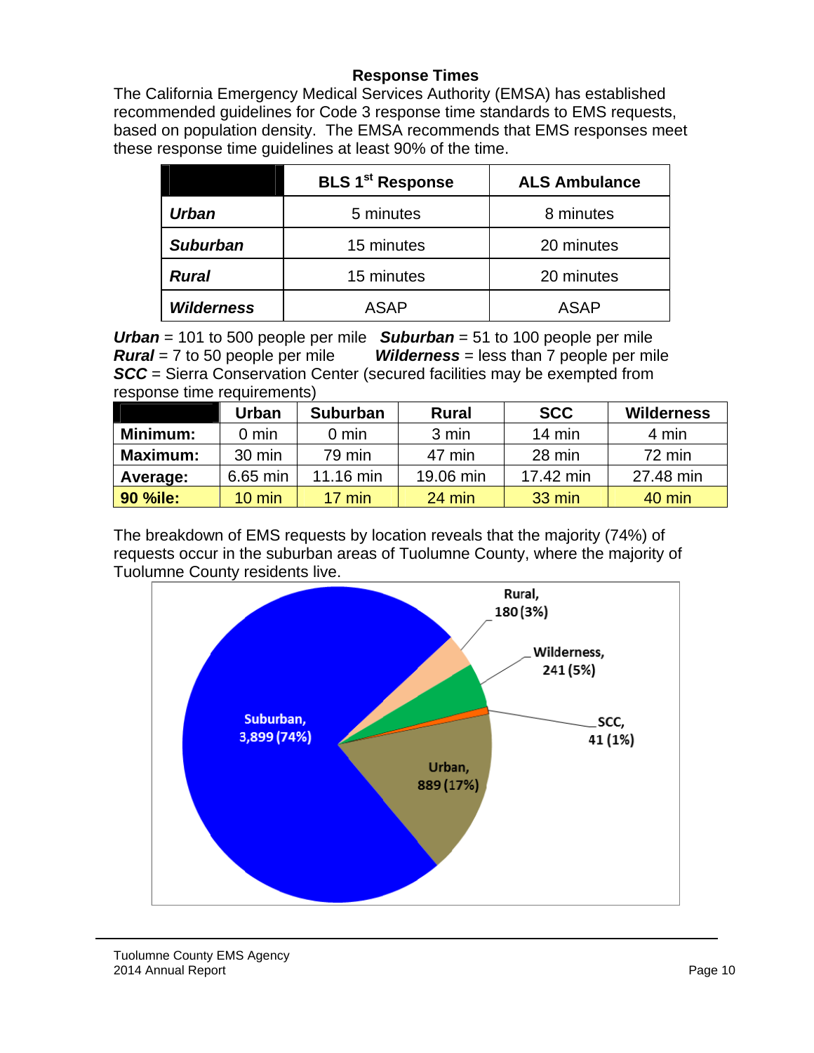## Response Times

The California Emergency Medical Services Authority (EMSA) has established recommended guidelines for Code 3 response time standards to EMS requests, based on population density. The EMSA recommends that EMS responses meet these response time guidelines at least 90% of the time.

| | BLS 1st Response | ALS Ambulance |
|---|---|---|
| ***Urban*** | 5 minutes | 8 minutes |
| ***Suburban*** | 15 minutes | 20 minutes |
| ***Rural*** | 15 minutes | 20 minutes |
| ***Wilderness*** | ASAP | ASAP |

***Urban*** = 101 to 500 people per mile ***Suburban*** = 51 to 100 people per mile
***Rural*** = 7 to 50 people per mile ***Wilderness*** = less than 7 people per mile
***SCC*** = Sierra Conservation Center (secured facilities may be exempted from response time requirements)

| | Urban | Suburban | Rural | SCC | Wilderness |
|---|---|---|---|---|---|
| **Minimum:** | 0 min | 0 min | 3 min | 14 min | 4 min |
| **Maximum:** | 30 min | 79 min | 47 min | 28 min | 72 min |
| **Average:** | 6.65 min | 11.16 min | 19.06 min | 17.42 min | 27.48 min |
| **90 %ile:** | 10 min | 17 min | 24 min | 33 min | 40 min |

The breakdown of EMS requests by location reveals that the majority (74%) of requests occur in the suburban areas of Tuolumne County, where the majority of Tuolumne County residents live.

Suburban, 3,899 (74%)
Urban, 889 (17%)
Wilderness, 241 (5%)
Rural, 180 (3%)
SCC, 41 (1%)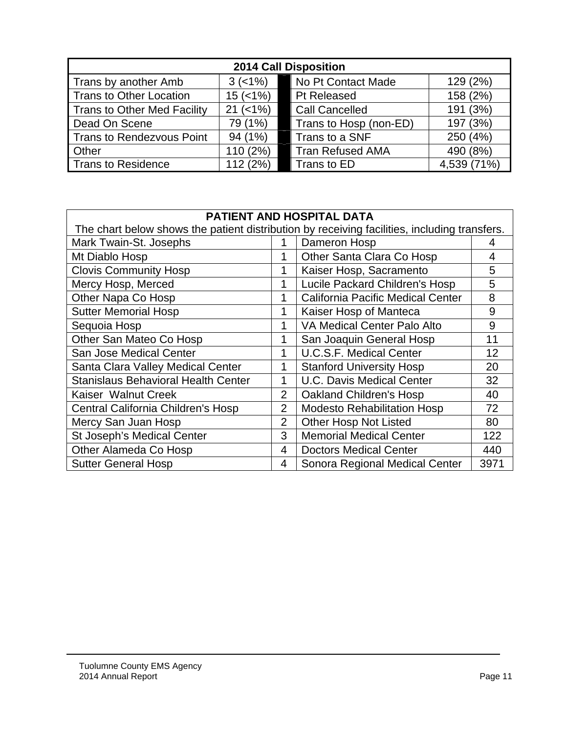| 2014 Call Disposition | | | |
|---|---|---|---|
| Trans by another Amb | 3 (<1%) | No Pt Contact Made | 129 (2%) |
| Trans to Other Location | 15 (<1%) | Pt Released | 158 (2%) |
| Trans to Other Med Facility | 21 (<1%) | Call Cancelled | 191 (3%) |
| Dead On Scene | 79 (1%) | Trans to Hosp (non-ED) | 197 (3%) |
| Trans to Rendezvous Point | 94 (1%) | Trans to a SNF | 250 (4%) |
| Other | 110 (2%) | Tran Refused AMA | 490 (8%) |
| Trans to Residence | 112 (2%) | Trans to ED | 4,539 (71%) |

**PATIENT AND HOSPITAL DATA**

The chart below shows the patient distribution by receiving facilities, including transfers.

| Facility | Count | Facility | Count |
|---|---|---|---|
| Mark Twain-St. Josephs | 1 | Dameron Hosp | 4 |
| Mt Diablo Hosp | 1 | Other Santa Clara Co Hosp | 4 |
| Clovis Community Hosp | 1 | Kaiser Hosp, Sacramento | 5 |
| Mercy Hosp, Merced | 1 | Lucile Packard Children's Hosp | 5 |
| Other Napa Co Hosp | 1 | California Pacific Medical Center | 8 |
| Sutter Memorial Hosp | 1 | Kaiser Hosp of Manteca | 9 |
| Sequoia Hosp | 1 | VA Medical Center Palo Alto | 9 |
| Other San Mateo Co Hosp | 1 | San Joaquin General Hosp | 11 |
| San Jose Medical Center | 1 | U.C.S.F. Medical Center | 12 |
| Santa Clara Valley Medical Center | 1 | Stanford University Hosp | 20 |
| Stanislaus Behavioral Health Center | 1 | U.C. Davis Medical Center | 32 |
| Kaiser Walnut Creek | 2 | Oakland Children's Hosp | 40 |
| Central California Children's Hosp | 2 | Modesto Rehabilitation Hosp | 72 |
| Mercy San Juan Hosp | 2 | Other Hosp Not Listed | 80 |
| St Joseph's Medical Center | 3 | Memorial Medical Center | 122 |
| Other Alameda Co Hosp | 4 | Doctors Medical Center | 440 |
| Sutter General Hosp | 4 | Sonora Regional Medical Center | 3971 |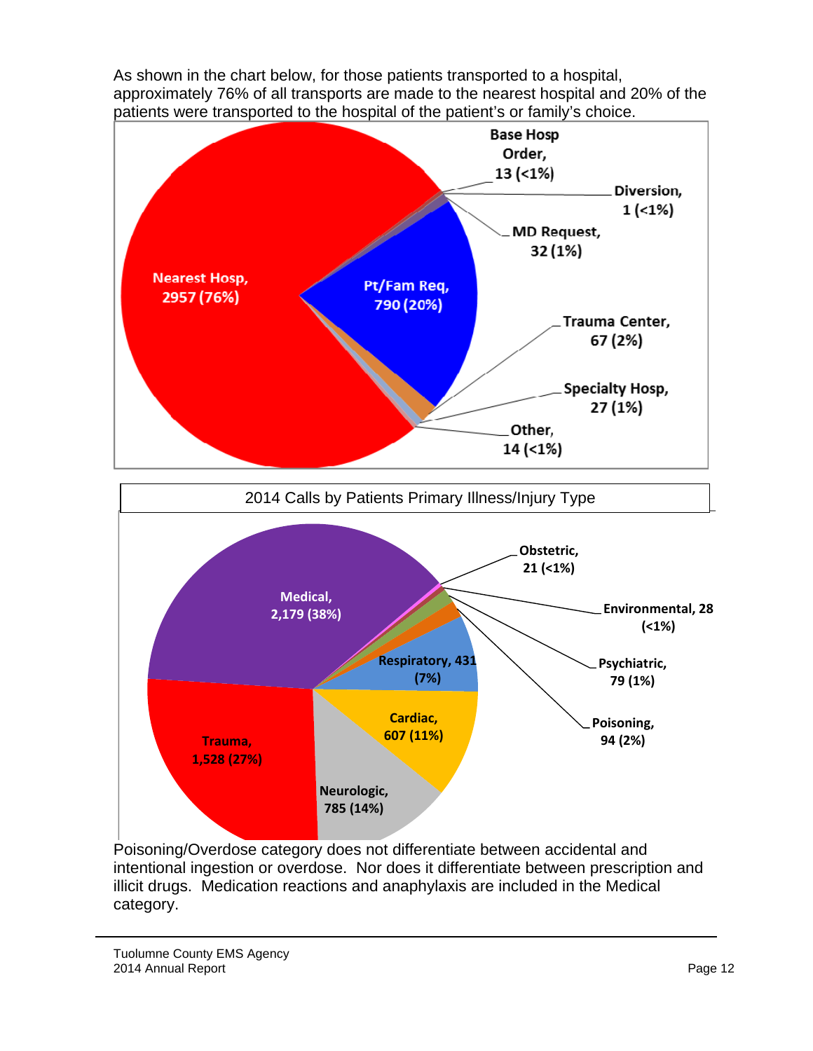As shown in the chart below, for those patients transported to a hospital, approximately 76% of all transports are made to the nearest hospital and 20% of the patients were transported to the hospital of the patient's or family's choice.

Nearest Hosp, 2957 (76%)

Pt/Fam Req, 790 (20%)

Base Hosp Order, 13 (<1%)

Diversion, 1 (<1%)

MD Request, 32 (1%)

Trauma Center, 67 (2%)

Specialty Hosp, 27 (1%)

Other, 14 (<1%)

2014 Calls by Patients Primary Illness/Injury Type

Medical, 2,179 (38%)

Trauma, 1,528 (27%)

Neurologic, 785 (14%)

Cardiac, 607 (11%)

Respiratory, 431 (7%)

Obstetric, 21 (<1%)

Environmental, 28 (<1%)

Psychiatric, 79 (1%)

Poisoning, 94 (2%)

Poisoning/Overdose category does not differentiate between accidental and intentional ingestion or overdose. Nor does it differentiate between prescription and illicit drugs. Medication reactions and anaphylaxis are included in the Medical category.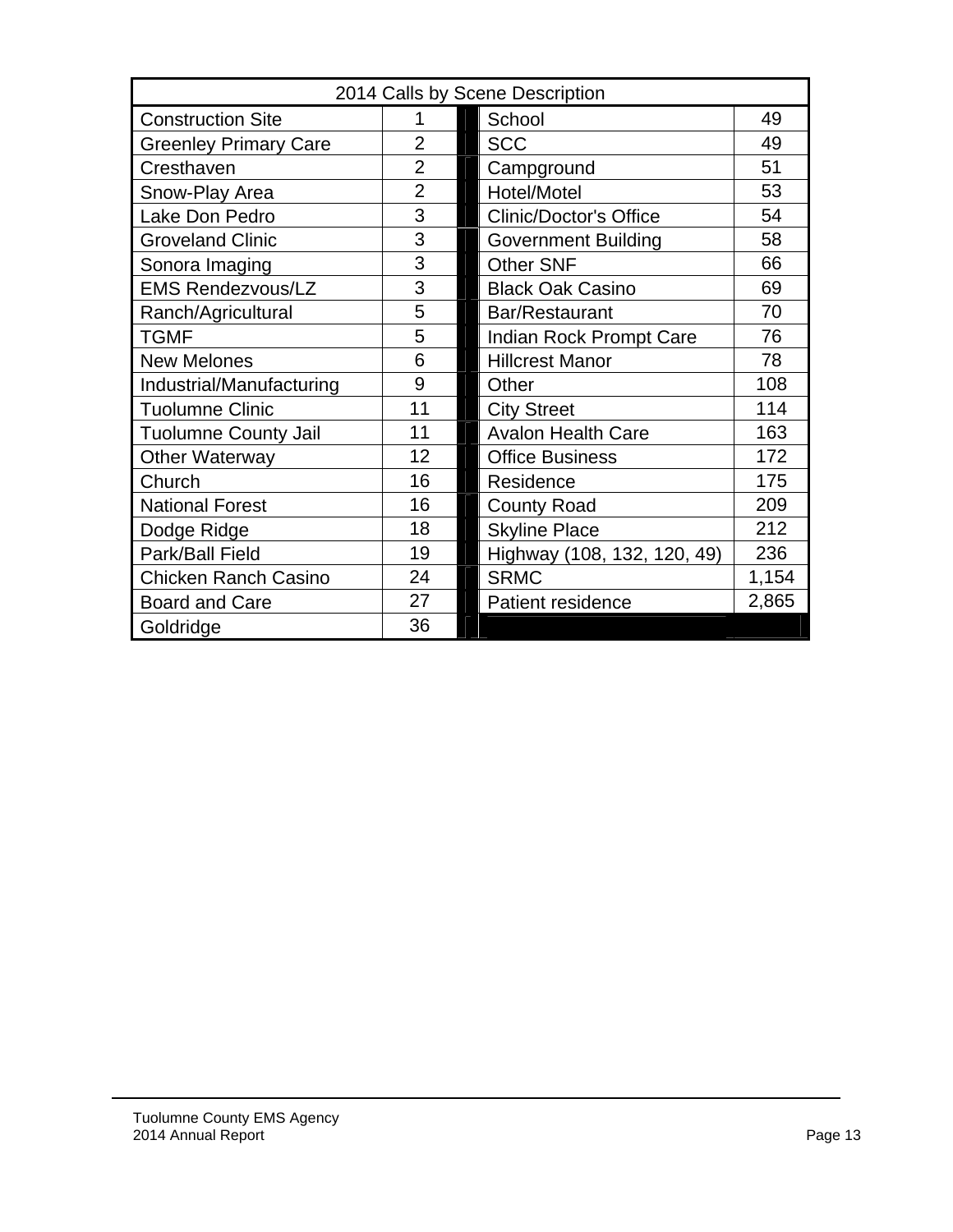| 2014 Calls by Scene Description | | | |
|---|---|---|---|
| Construction Site | 1 | School | 49 |
| Greenley Primary Care | 2 | SCC | 49 |
| Cresthaven | 2 | Campground | 51 |
| Snow-Play Area | 2 | Hotel/Motel | 53 |
| Lake Don Pedro | 3 | Clinic/Doctor's Office | 54 |
| Groveland Clinic | 3 | Government Building | 58 |
| Sonora Imaging | 3 | Other SNF | 66 |
| EMS Rendezvous/LZ | 3 | Black Oak Casino | 69 |
| Ranch/Agricultural | 5 | Bar/Restaurant | 70 |
| TGMF | 5 | Indian Rock Prompt Care | 76 |
| New Melones | 6 | Hillcrest Manor | 78 |
| Industrial/Manufacturing | 9 | Other | 108 |
| Tuolumne Clinic | 11 | City Street | 114 |
| Tuolumne County Jail | 11 | Avalon Health Care | 163 |
| Other Waterway | 12 | Office Business | 172 |
| Church | 16 | Residence | 175 |
| National Forest | 16 | County Road | 209 |
| Dodge Ridge | 18 | Skyline Place | 212 |
| Park/Ball Field | 19 | Highway (108, 132, 120, 49) | 236 |
| Chicken Ranch Casino | 24 | SRMC | 1,154 |
| Board and Care | 27 | Patient residence | 2,865 |
| Goldridge | 36 | | |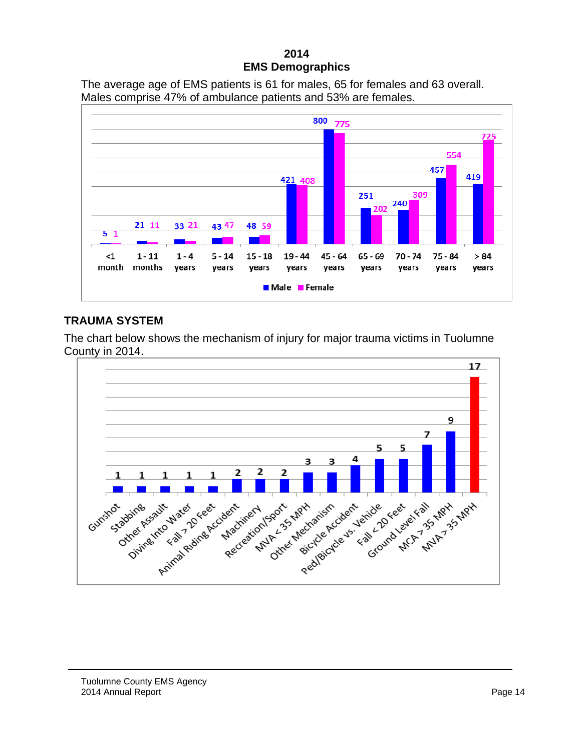# 2014
# EMS Demographics

The average age of EMS patients is 61 for males, 65 for females and 63 overall. Males comprise 47% of ambulance patients and 53% are females.

| Age Group | Male | Female |
| --- | --- | --- |
| <1 month | 5 | 1 |
| 1 - 11 months | 21 | 11 |
| 1 - 4 years | 33 | 21 |
| 5 - 14 years | 43 | 47 |
| 15 - 18 years | 48 | 59 |
| 19 - 44 years | 421 | 408 |
| 45 - 64 years | 800 | 775 |
| 65 - 69 years | 251 | 202 |
| 70 - 74 years | 240 | 309 |
| 75 - 84 years | 457 | 554 |
| > 84 years | 419 | 725 |

## TRAUMA SYSTEM

The chart below shows the mechanism of injury for major trauma victims in Tuolumne County in 2014.

| Mechanism | Count |
| --- | --- |
| Gunshot | 1 |
| Stabbing | 1 |
| Other Assault | 1 |
| Diving Into Water | 1 |
| Fall > 20 Feet | 1 |
| Animal Riding Accident | 2 |
| Machinery | 2 |
| Recreation/Sport | 2 |
| MVA < 35 MPH | 3 |
| Other Mechanism | 3 |
| Bicycle Accident | 4 |
| Ped/Bicycle vs. Vehicle | 5 |
| Fall < 20 Feet | 5 |
| Ground Level Fall | 7 |
| MCA > 35 MPH | 9 |
| MVA > 35 MPH | 17 |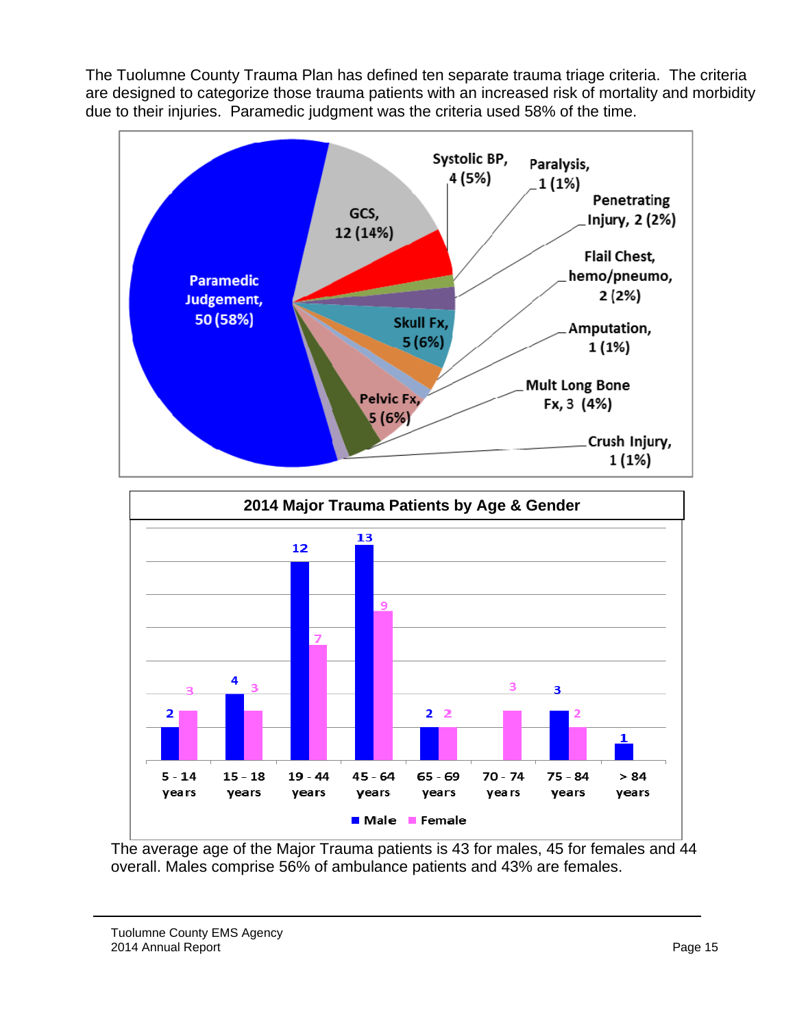The Tuolumne County Trauma Plan has defined ten separate trauma triage criteria. The criteria are designed to categorize those trauma patients with an increased risk of mortality and morbidity due to their injuries. Paramedic judgment was the criteria used 58% of the time.

| Criteria | Count | Percent |
| --- | --- | --- |
| Paramedic Judgement | 50 | 58% |
| GCS | 12 | 14% |
| Systolic BP | 4 | 5% |
| Paralysis | 1 | 1% |
| Penetrating Injury | 2 | 2% |
| Flail Chest, hemo/pneumo | 2 | 2% |
| Skull Fx | 5 | 6% |
| Amputation | 1 | 1% |
| Mult Long Bone Fx | 3 | 4% |
| Pelvic Fx | 5 | 6% |
| Crush Injury | 1 | 1% |

**2014 Major Trauma Patients by Age & Gender**

| Age | Male | Female |
| --- | --- | --- |
| 5 - 14 years | 2 | 3 |
| 15 - 18 years | 4 | 3 |
| 19 - 44 years | 12 | 7 |
| 45 - 64 years | 13 | 9 |
| 65 - 69 years | 2 | 2 |
| 70 - 74 years | | 3 |
| 75 - 84 years | 3 | 2 |
| > 84 years | 1 | |

The average age of the Major Trauma patients is 43 for males, 45 for females and 44 overall. Males comprise 56% of ambulance patients and 43% are females.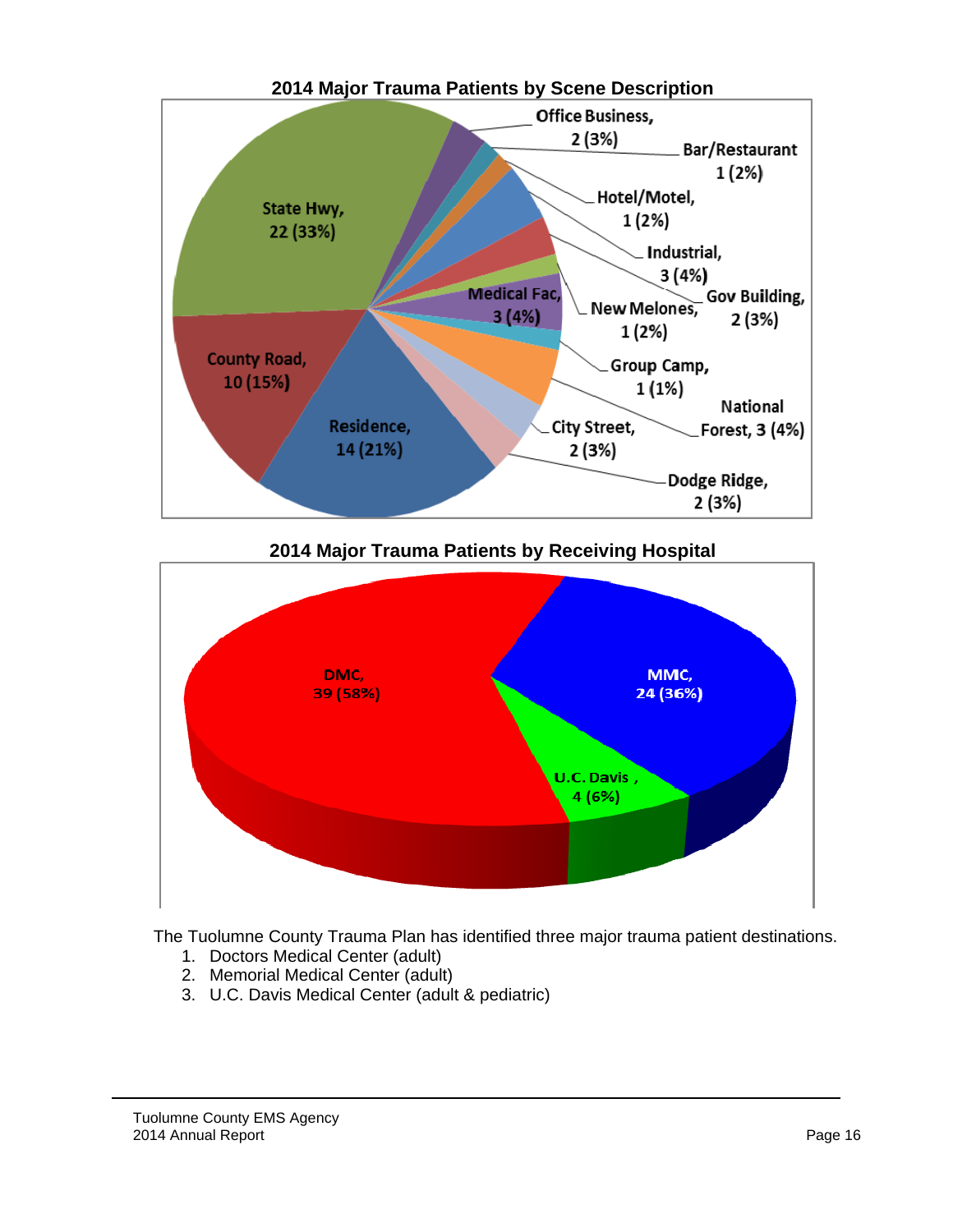## 2014 Major Trauma Patients by Scene Description

| Scene Description | Patients |
|---|---|
| State Hwy | 22 (33%) |
| Residence | 14 (21%) |
| County Road | 10 (15%) |
| Office Business | 2 (3%) |
| Bar/Restaurant | 1 (2%) |
| Hotel/Motel | 1 (2%) |
| Industrial | 3 (4%) |
| Gov Building | 2 (3%) |
| New Melones | 1 (2%) |
| Medical Fac | 3 (4%) |
| Group Camp | 1 (1%) |
| National Forest | 3 (4%) |
| City Street | 2 (3%) |
| Dodge Ridge | 2 (3%) |

## 2014 Major Trauma Patients by Receiving Hospital

| Receiving Hospital | Patients |
|---|---|
| DMC | 39 (58%) |
| MMC | 24 (36%) |
| U.C. Davis | 4 (6%) |

The Tuolumne County Trauma Plan has identified three major trauma patient destinations.

1. Doctors Medical Center (adult)
2. Memorial Medical Center (adult)
3. U.C. Davis Medical Center (adult & pediatric)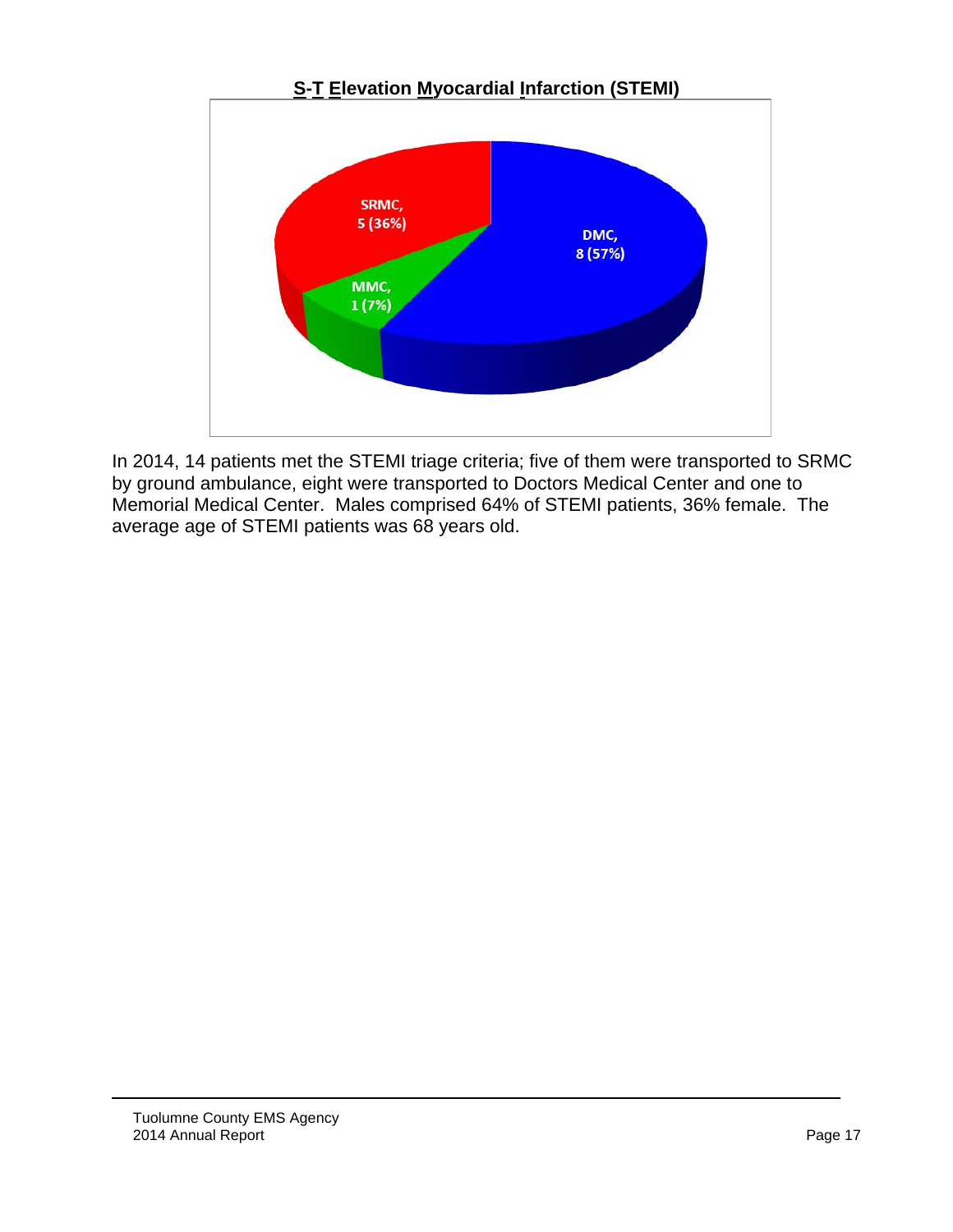## S-T Elevation Myocardial Infarction (STEMI)

SRMC, 5 (36%)

DMC, 8 (57%)

MMC, 1 (7%)

In 2014, 14 patients met the STEMI triage criteria; five of them were transported to SRMC by ground ambulance, eight were transported to Doctors Medical Center and one to Memorial Medical Center. Males comprised 64% of STEMI patients, 36% female. The average age of STEMI patients was 68 years old.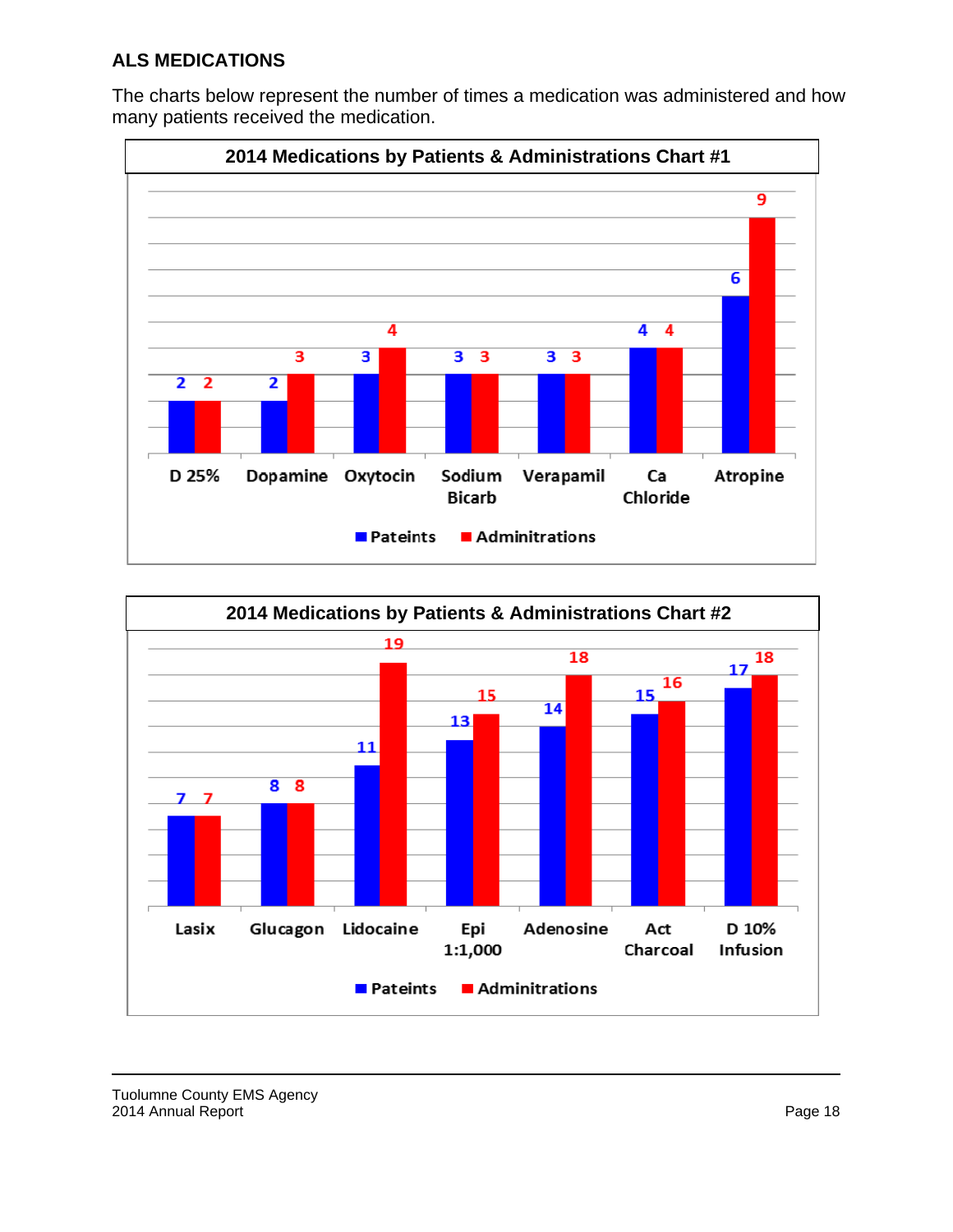## ALS MEDICATIONS

The charts below represent the number of times a medication was administered and how many patients received the medication.

**2014 Medications by Patients & Administrations Chart #1**

| Medication | Pateints | Adminitrations |
|---|---|---|
| D 25% | 2 | 2 |
| Dopamine | 2 | 3 |
| Oxytocin | 3 | 4 |
| Sodium Bicarb | 3 | 3 |
| Verapamil | 3 | 3 |
| Ca Chloride | 4 | 4 |
| Atropine | 6 | 9 |

**2014 Medications by Patients & Administrations Chart #2**

| Medication | Pateints | Adminitrations |
|---|---|---|
| Lasix | 7 | 7 |
| Glucagon | 8 | 8 |
| Lidocaine | 11 | 19 |
| Epi 1:1,000 | 13 | 15 |
| Adenosine | 14 | 18 |
| Act Charcoal | 15 | 16 |
| D 10% Infusion | 17 | 18 |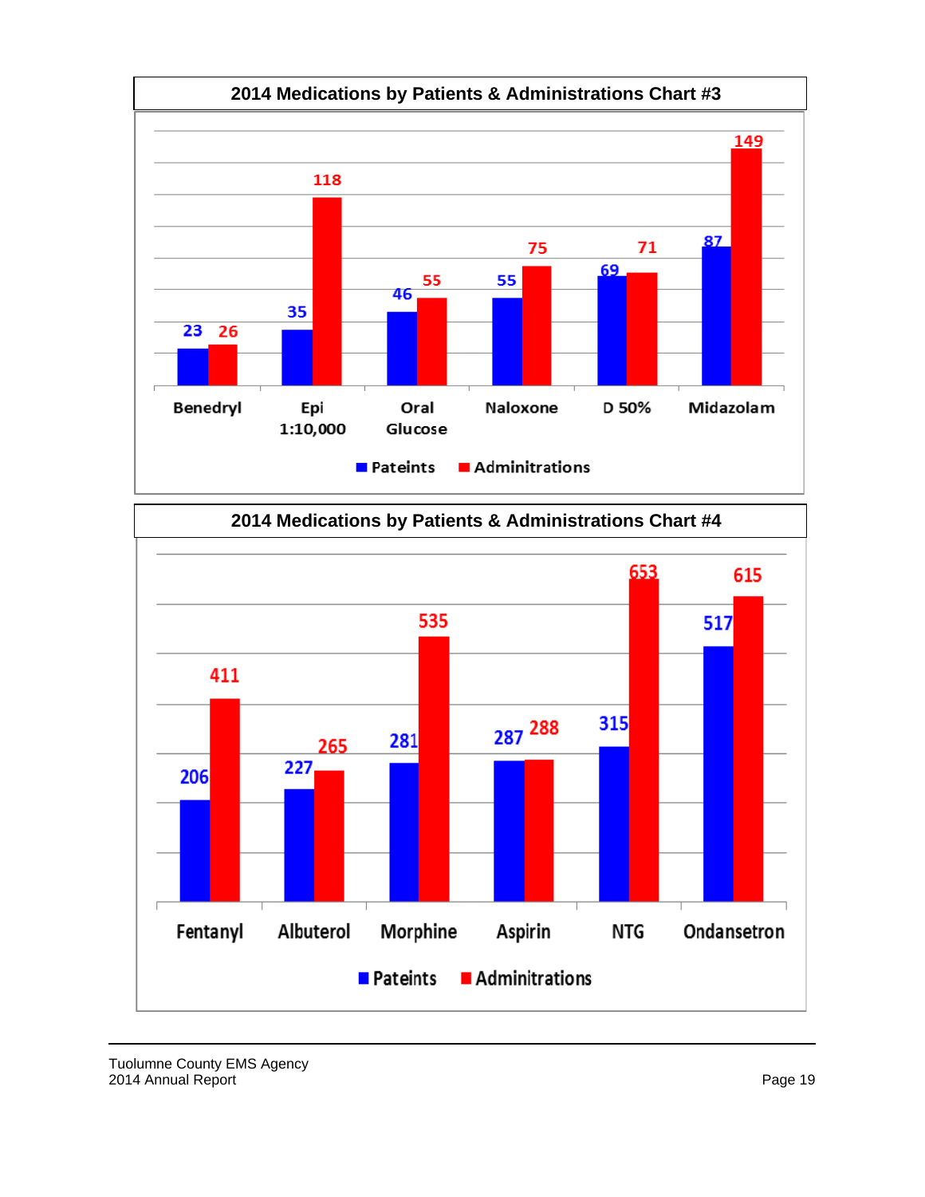## 2014 Medications by Patients & Administrations Chart #3

| Medication | Pateints | Adminitrations |
| --- | --- | --- |
| Benedryl | 23 | 26 |
| Epi 1:10,000 | 35 | 118 |
| Oral Glucose | 46 | 55 |
| Naloxone | 55 | 75 |
| D 50% | 69 | 71 |
| Midazolam | 87 | 149 |

## 2014 Medications by Patients & Administrations Chart #4

| Medication | Pateints | Adminitrations |
| --- | --- | --- |
| Fentanyl | 206 | 411 |
| Albuterol | 227 | 265 |
| Morphine | 281 | 535 |
| Aspirin | 287 | 288 |
| NTG | 315 | 653 |
| Ondansetron | 517 | 615 |

Tuolumne County EMS Agency
2014 Annual Report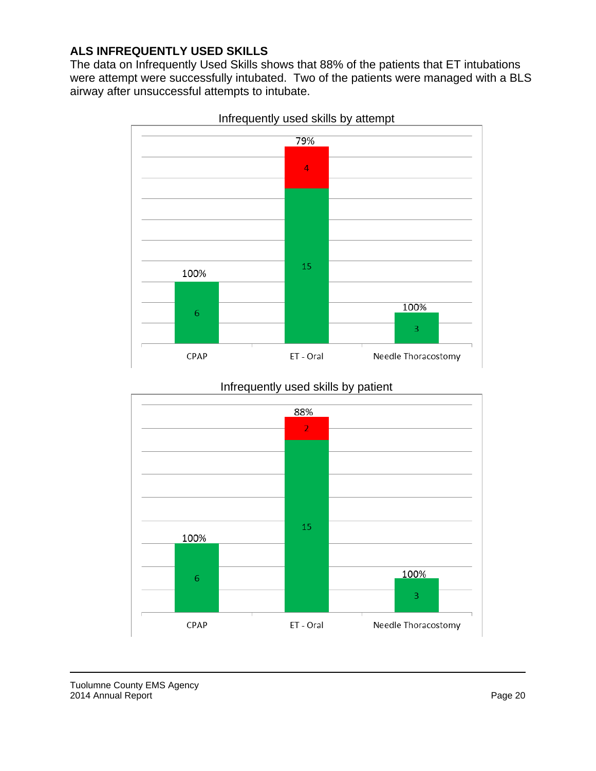## ALS INFREQUENTLY USED SKILLS

The data on Infrequently Used Skills shows that 88% of the patients that ET intubations were attempt were successfully intubated. Two of the patients were managed with a BLS airway after unsuccessful attempts to intubate.

**Infrequently used skills by attempt**

| Skill | Successful | Unsuccessful | Success Rate |
|---|---|---|---|
| CPAP | 6 | | 100% |
| ET - Oral | 15 | 4 | 79% |
| Needle Thoracostomy | 3 | | 100% |

**Infrequently used skills by patient**

| Skill | Successful | Unsuccessful | Success Rate |
|---|---|---|---|
| CPAP | 6 | | 100% |
| ET - Oral | 15 | 2 | 88% |
| Needle Thoracostomy | 3 | | 100% |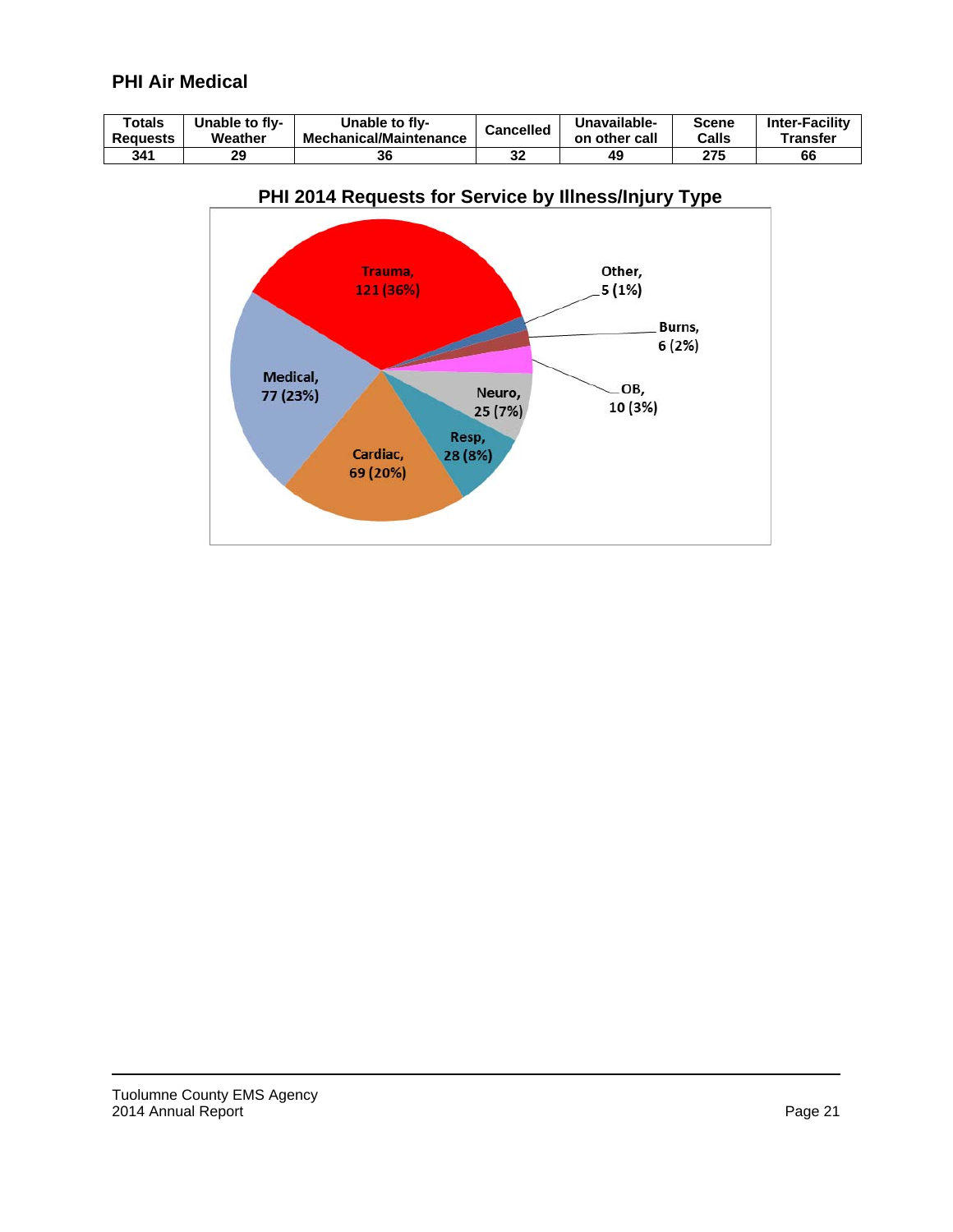## PHI Air Medical

| Totals Requests | Unable to fly-Weather | Unable to fly-Mechanical/Maintenance | Cancelled | Unavailable-on other call | Scene Calls | Inter-Facility Transfer |
|---|---|---|---|---|---|---|
| 341 | 29 | 36 | 32 | 49 | 275 | 66 |

**PHI 2014 Requests for Service by Illness/Injury Type**

| Type | Requests | Percent |
|---|---|---|
| Trauma | 121 | 36% |
| Medical | 77 | 23% |
| Cardiac | 69 | 20% |
| Resp | 28 | 8% |
| Neuro | 25 | 7% |
| OB | 10 | 3% |
| Burns | 6 | 2% |
| Other | 5 | 1% |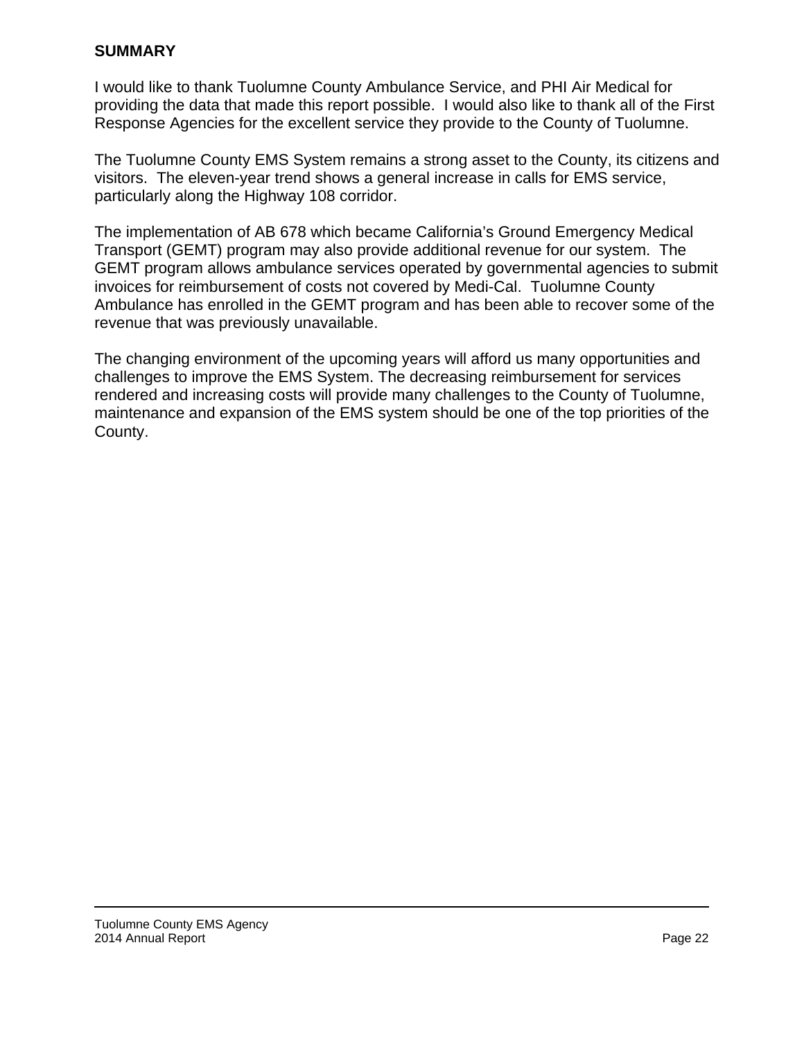## SUMMARY

I would like to thank Tuolumne County Ambulance Service, and PHI Air Medical for providing the data that made this report possible. I would also like to thank all of the First Response Agencies for the excellent service they provide to the County of Tuolumne.

The Tuolumne County EMS System remains a strong asset to the County, its citizens and visitors. The eleven-year trend shows a general increase in calls for EMS service, particularly along the Highway 108 corridor.

The implementation of AB 678 which became California's Ground Emergency Medical Transport (GEMT) program may also provide additional revenue for our system. The GEMT program allows ambulance services operated by governmental agencies to submit invoices for reimbursement of costs not covered by Medi-Cal. Tuolumne County Ambulance has enrolled in the GEMT program and has been able to recover some of the revenue that was previously unavailable.

The changing environment of the upcoming years will afford us many opportunities and challenges to improve the EMS System. The decreasing reimbursement for services rendered and increasing costs will provide many challenges to the County of Tuolumne, maintenance and expansion of the EMS system should be one of the top priorities of the County.